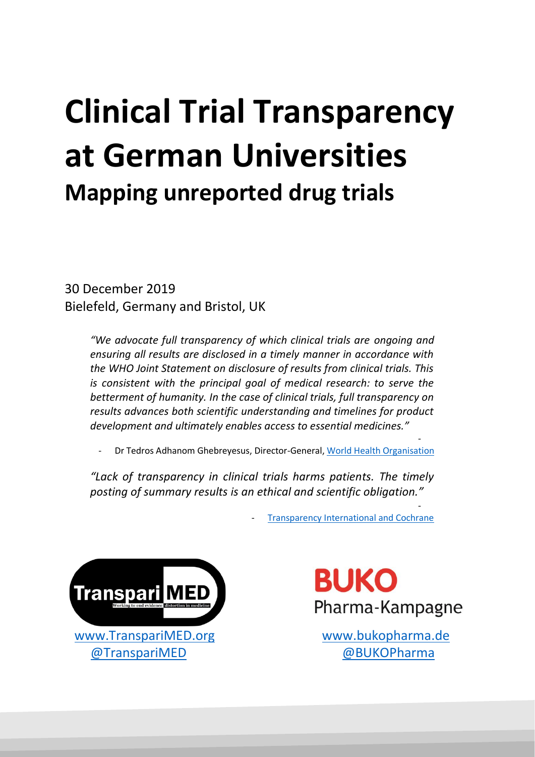# Clinical Trial Transparency at German Universities

## Mapping unreported drug trials

30 December 2019
Bielefeld, Germany and Bristol, UK

> *"We advocate full transparency of which clinical trials are ongoing and ensuring all results are disclosed in a timely manner in accordance with the WHO Joint Statement on disclosure of results from clinical trials. This is consistent with the principal goal of medical research: to serve the betterment of humanity. In the case of clinical trials, full transparency on results advances both scientific understanding and timelines for product development and ultimately enables access to essential medicines."*
>
> - Dr Tedros Adhanom Ghebreyesus, Director-General, World Health Organisation

> *"Lack of transparency in clinical trials harms patients. The timely posting of summary results is an ethical and scientific obligation."*
>
> - Transparency International and Cochrane

TranspariMED – Working to end evidence distortion in medicine
www.TranspariMED.org
@TranspariMED

BUKO Pharma-Kampagne
www.bukopharma.de
@BUKOPharma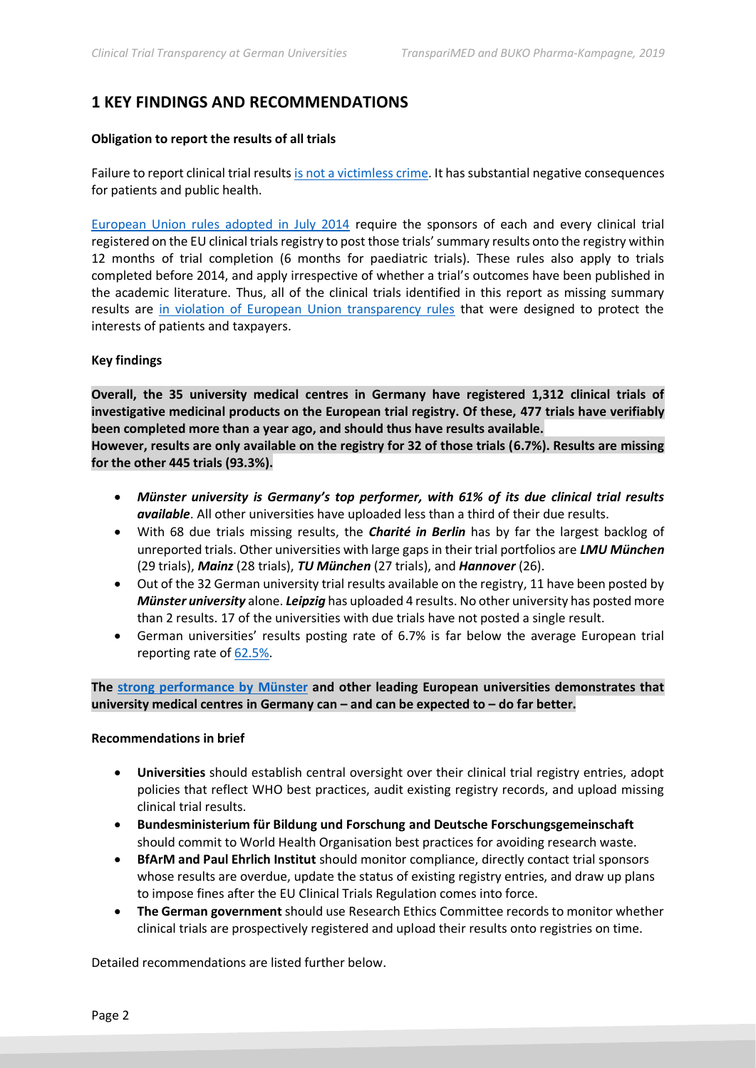# 1 KEY FINDINGS AND RECOMMENDATIONS

**Obligation to report the results of all trials**

Failure to report clinical trial results is not a victimless crime. It has substantial negative consequences for patients and public health.

European Union rules adopted in July 2014 require the sponsors of each and every clinical trial registered on the EU clinical trials registry to post those trials' summary results onto the registry within 12 months of trial completion (6 months for paediatric trials). These rules also apply to trials completed before 2014, and apply irrespective of whether a trial's outcomes have been published in the academic literature. Thus, all of the clinical trials identified in this report as missing summary results are in violation of European Union transparency rules that were designed to protect the interests of patients and taxpayers.

**Key findings**

**Overall, the 35 university medical centres in Germany have registered 1,312 clinical trials of investigative medicinal products on the European trial registry. Of these, 477 trials have verifiably been completed more than a year ago, and should thus have results available.**
**However, results are only available on the registry for 32 of those trials (6.7%). Results are missing for the other 445 trials (93.3%).**

- ***Münster university is Germany's top performer, with 61% of its due clinical trial results available***. All other universities have uploaded less than a third of their due results.
- With 68 due trials missing results, the ***Charité in Berlin*** has by far the largest backlog of unreported trials. Other universities with large gaps in their trial portfolios are ***LMU München*** (29 trials), ***Mainz*** (28 trials), ***TU München*** (27 trials), and ***Hannover*** (26).
- Out of the 32 German university trial results available on the registry, 11 have been posted by ***Münster university*** alone. ***Leipzig*** has uploaded 4 results. No other university has posted more than 2 results. 17 of the universities with due trials have not posted a single result.
- German universities' results posting rate of 6.7% is far below the average European trial reporting rate of 62.5%.

**The strong performance by Münster and other leading European universities demonstrates that university medical centres in Germany can – and can be expected to – do far better.**

**Recommendations in brief**

- **Universities** should establish central oversight over their clinical trial registry entries, adopt policies that reflect WHO best practices, audit existing registry records, and upload missing clinical trial results.
- **Bundesministerium für Bildung und Forschung and Deutsche Forschungsgemeinschaft** should commit to World Health Organisation best practices for avoiding research waste.
- **BfArM and Paul Ehrlich Institut** should monitor compliance, directly contact trial sponsors whose results are overdue, update the status of existing registry entries, and draw up plans to impose fines after the EU Clinical Trials Regulation comes into force.
- **The German government** should use Research Ethics Committee records to monitor whether clinical trials are prospectively registered and upload their results onto registries on time.

Detailed recommendations are listed further below.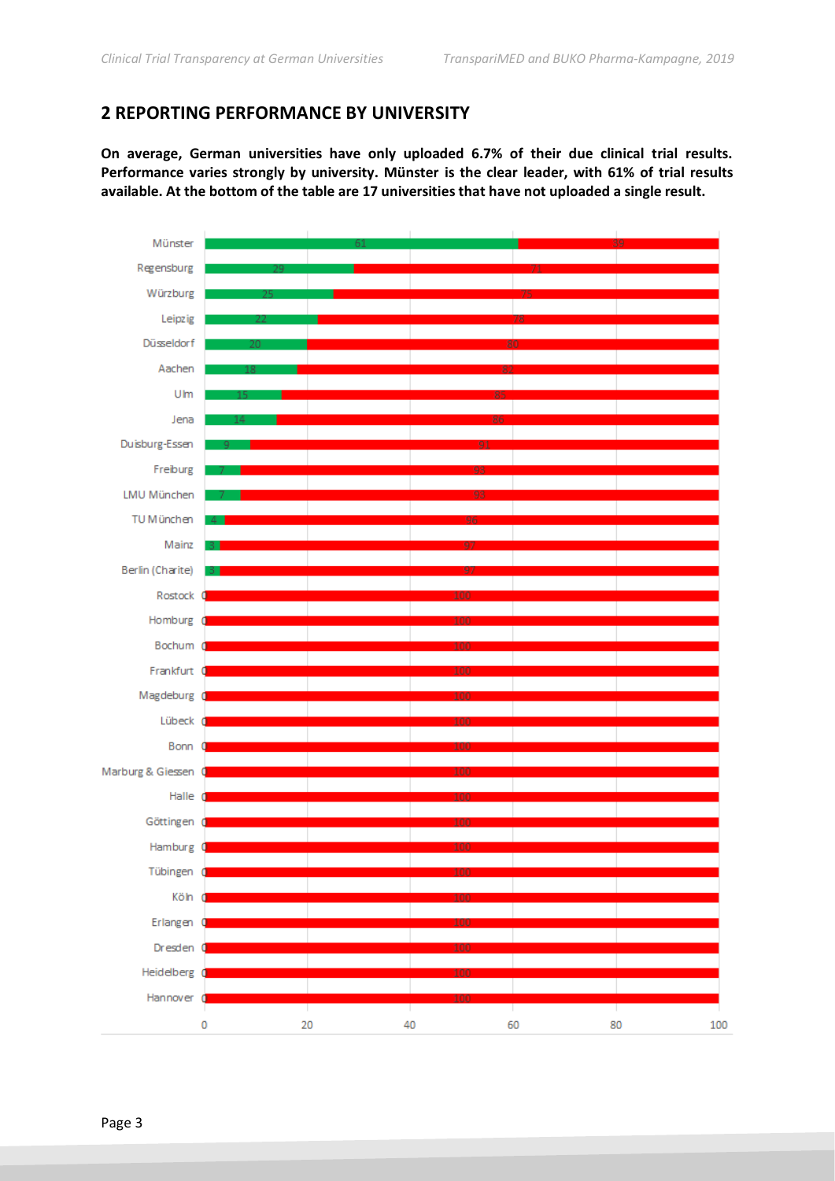## 2 REPORTING PERFORMANCE BY UNIVERSITY

**On average, German universities have only uploaded 6.7% of their due clinical trial results. Performance varies strongly by university. Münster is the clear leader, with 61% of trial results available. At the bottom of the table are 17 universities that have not uploaded a single result.**

| University | Results available (%) | Results missing (%) |
|---|---|---|
| Münster | 61 | 39 |
| Regensburg | 29 | 71 |
| Würzburg | 25 | 75 |
| Leipzig | 22 | 78 |
| Düsseldorf | 20 | 80 |
| Aachen | 18 | 82 |
| Ulm | 15 | 85 |
| Jena | 14 | 86 |
| Duisburg-Essen | 9 | 91 |
| Freiburg | 7 | 93 |
| LMU München | 7 | 93 |
| TU München | 4 | 96 |
| Mainz | 3 | 97 |
| Berlin (Charite) | 3 | 97 |
| Rostock | 0 | 100 |
| Homburg | 0 | 100 |
| Bochum | 0 | 100 |
| Frankfurt | 0 | 100 |
| Magdeburg | 0 | 100 |
| Lübeck | 0 | 100 |
| Bonn | 0 | 100 |
| Marburg & Giessen | 0 | 100 |
| Halle | 0 | 100 |
| Göttingen | 0 | 100 |
| Hamburg | 0 | 100 |
| Tübingen | 0 | 100 |
| Köln | 0 | 100 |
| Erlangen | 0 | 100 |
| Dresden | 0 | 100 |
| Heidelberg | 0 | 100 |
| Hannover | 0 | 100 |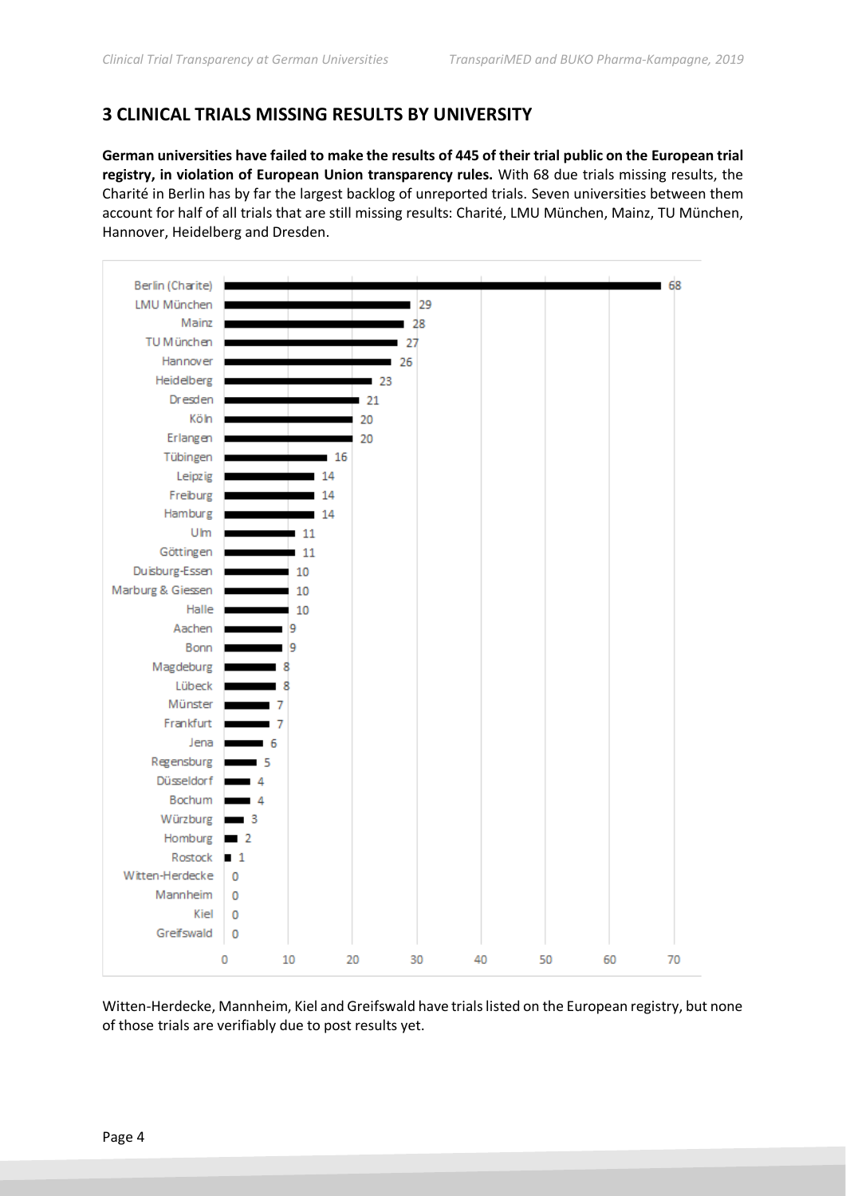## 3 CLINICAL TRIALS MISSING RESULTS BY UNIVERSITY

**German universities have failed to make the results of 445 of their trial public on the European trial registry, in violation of European Union transparency rules.** With 68 due trials missing results, the Charité in Berlin has by far the largest backlog of unreported trials. Seven universities between them account for half of all trials that are still missing results: Charité, LMU München, Mainz, TU München, Hannover, Heidelberg and Dresden.

| University | Trials missing results |
| --- | --- |
| Berlin (Charite) | 68 |
| LMU München | 29 |
| Mainz | 28 |
| TU München | 27 |
| Hannover | 26 |
| Heidelberg | 23 |
| Dresden | 21 |
| Köln | 20 |
| Erlangen | 20 |
| Tübingen | 16 |
| Leipzig | 14 |
| Freiburg | 14 |
| Hamburg | 14 |
| Ulm | 11 |
| Göttingen | 11 |
| Duisburg-Essen | 10 |
| Marburg & Giessen | 10 |
| Halle | 10 |
| Aachen | 9 |
| Bonn | 9 |
| Magdeburg | 8 |
| Lübeck | 8 |
| Münster | 7 |
| Frankfurt | 7 |
| Jena | 6 |
| Regensburg | 5 |
| Düsseldorf | 4 |
| Bochum | 4 |
| Würzburg | 3 |
| Homburg | 2 |
| Rostock | 1 |
| Witten-Herdecke | 0 |
| Mannheim | 0 |
| Kiel | 0 |
| Greifswald | 0 |

Witten-Herdecke, Mannheim, Kiel and Greifswald have trials listed on the European registry, but none of those trials are verifiably due to post results yet.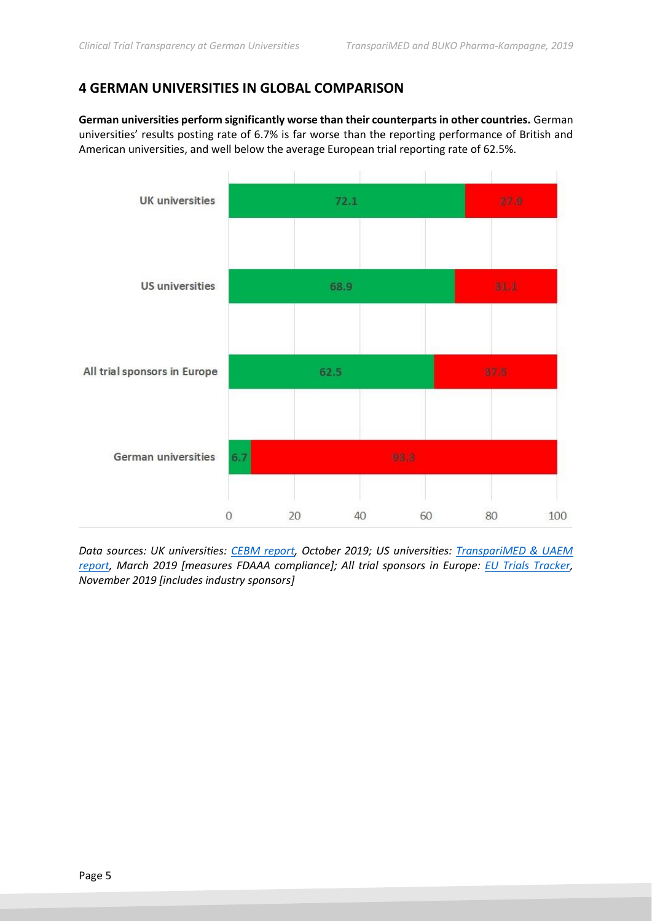## 4 GERMAN UNIVERSITIES IN GLOBAL COMPARISON

**German universities perform significantly worse than their counterparts in other countries.** German universities' results posting rate of 6.7% is far worse than the reporting performance of British and American universities, and well below the average European trial reporting rate of 62.5%.

| | | |
|---|---|---|
| UK universities | 72.1 | 27.9 |
| US universities | 68.9 | 31.1 |
| All trial sponsors in Europe | 62.5 | 37.5 |
| German universities | 6.7 | 93.3 |

*Data sources: UK universities: [CEBM report](), October 2019; US universities: [TranspariMED & UAEM report](), March 2019 [measures FDAAA compliance]; All trial sponsors in Europe: [EU Trials Tracker](), November 2019 [includes industry sponsors]*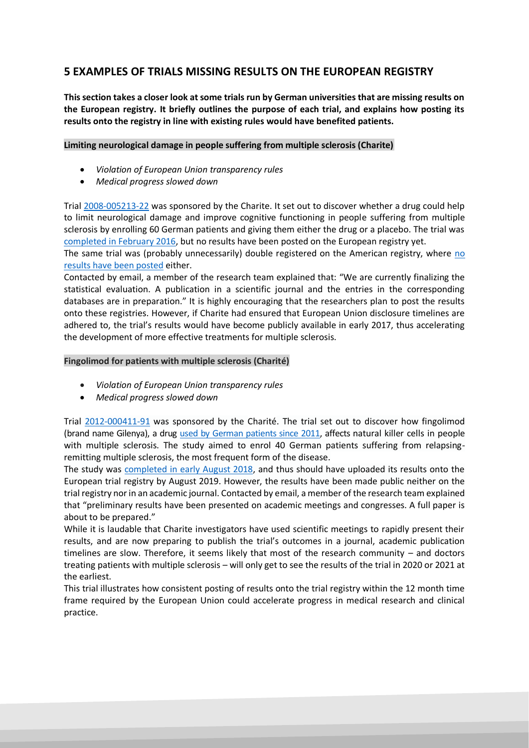## 5 EXAMPLES OF TRIALS MISSING RESULTS ON THE EUROPEAN REGISTRY

**This section takes a closer look at some trials run by German universities that are missing results on the European registry. It briefly outlines the purpose of each trial, and explains how posting its results onto the registry in line with existing rules would have benefited patients.**

### Limiting neurological damage in people suffering from multiple sclerosis (Charite)

- *Violation of European Union transparency rules*
- *Medical progress slowed down*

Trial 2008-005213-22 was sponsored by the Charite. It set out to discover whether a drug could help to limit neurological damage and improve cognitive functioning in people suffering from multiple sclerosis by enrolling 60 German patients and giving them either the drug or a placebo. The trial was completed in February 2016, but no results have been posted on the European registry yet.

The same trial was (probably unnecessarily) double registered on the American registry, where no results have been posted either.

Contacted by email, a member of the research team explained that: "We are currently finalizing the statistical evaluation. A publication in a scientific journal and the entries in the corresponding databases are in preparation." It is highly encouraging that the researchers plan to post the results onto these registries. However, if Charite had ensured that European Union disclosure timelines are adhered to, the trial's results would have become publicly available in early 2017, thus accelerating the development of more effective treatments for multiple sclerosis.

### Fingolimod for patients with multiple sclerosis (Charité)

- *Violation of European Union transparency rules*
- *Medical progress slowed down*

Trial 2012-000411-91 was sponsored by the Charité. The trial set out to discover how fingolimod (brand name Gilenya), a drug used by German patients since 2011, affects natural killer cells in people with multiple sclerosis. The study aimed to enrol 40 German patients suffering from relapsing-remitting multiple sclerosis, the most frequent form of the disease.

The study was completed in early August 2018, and thus should have uploaded its results onto the European trial registry by August 2019. However, the results have been made public neither on the trial registry nor in an academic journal. Contacted by email, a member of the research team explained that "preliminary results have been presented on academic meetings and congresses. A full paper is about to be prepared."

While it is laudable that Charite investigators have used scientific meetings to rapidly present their results, and are now preparing to publish the trial's outcomes in a journal, academic publication timelines are slow. Therefore, it seems likely that most of the research community – and doctors treating patients with multiple sclerosis – will only get to see the results of the trial in 2020 or 2021 at the earliest.

This trial illustrates how consistent posting of results onto the trial registry within the 12 month time frame required by the European Union could accelerate progress in medical research and clinical practice.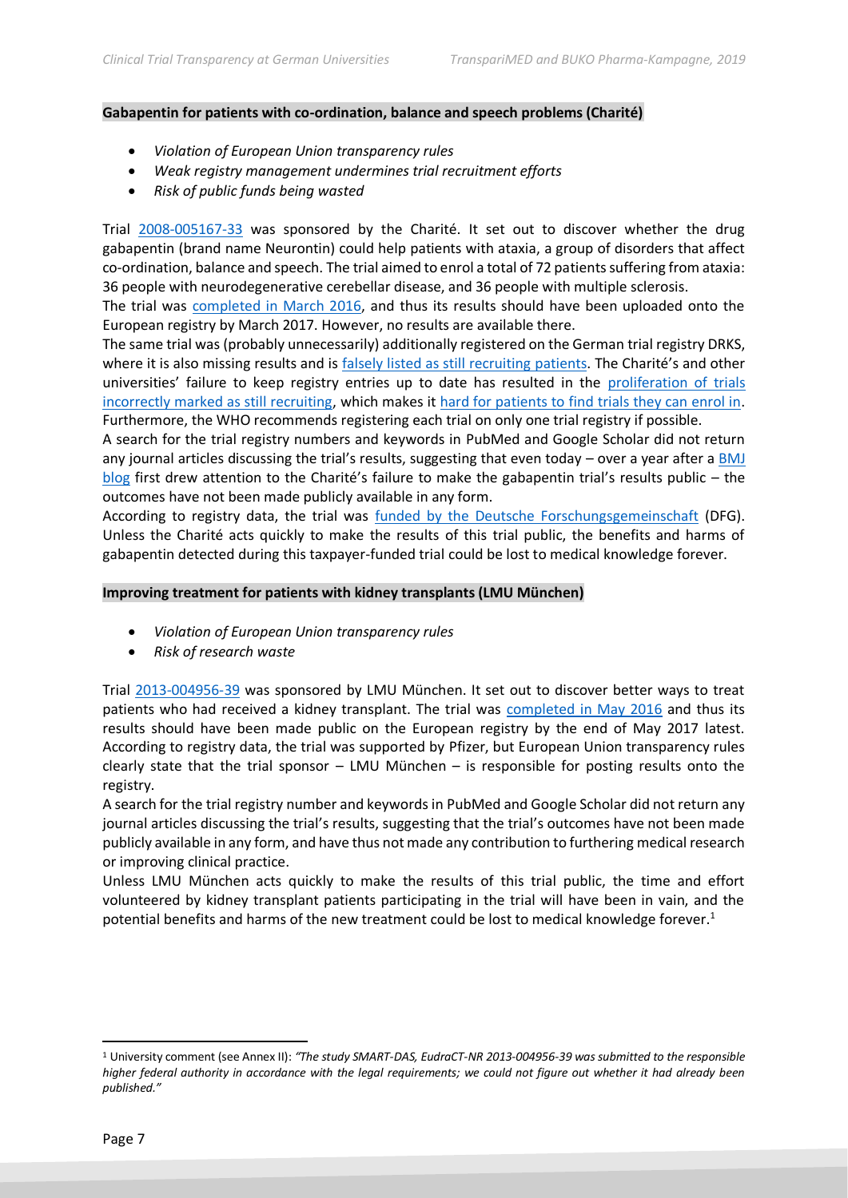**Gabapentin for patients with co-ordination, balance and speech problems (Charité)**

- *Violation of European Union transparency rules*
- *Weak registry management undermines trial recruitment efforts*
- *Risk of public funds being wasted*

Trial 2008-005167-33 was sponsored by the Charité. It set out to discover whether the drug gabapentin (brand name Neurontin) could help patients with ataxia, a group of disorders that affect co-ordination, balance and speech. The trial aimed to enrol a total of 72 patients suffering from ataxia: 36 people with neurodegenerative cerebellar disease, and 36 people with multiple sclerosis.

The trial was completed in March 2016, and thus its results should have been uploaded onto the European registry by March 2017. However, no results are available there.

The same trial was (probably unnecessarily) additionally registered on the German trial registry DRKS, where it is also missing results and is falsely listed as still recruiting patients. The Charité's and other universities' failure to keep registry entries up to date has resulted in the proliferation of trials incorrectly marked as still recruiting, which makes it hard for patients to find trials they can enrol in. Furthermore, the WHO recommends registering each trial on only one trial registry if possible.

A search for the trial registry numbers and keywords in PubMed and Google Scholar did not return any journal articles discussing the trial's results, suggesting that even today – over a year after a BMJ blog first drew attention to the Charité's failure to make the gabapentin trial's results public – the outcomes have not been made publicly available in any form.

According to registry data, the trial was funded by the Deutsche Forschungsgemeinschaft (DFG). Unless the Charité acts quickly to make the results of this trial public, the benefits and harms of gabapentin detected during this taxpayer-funded trial could be lost to medical knowledge forever.

**Improving treatment for patients with kidney transplants (LMU München)**

- *Violation of European Union transparency rules*
- *Risk of research waste*

Trial 2013-004956-39 was sponsored by LMU München. It set out to discover better ways to treat patients who had received a kidney transplant. The trial was completed in May 2016 and thus its results should have been made public on the European registry by the end of May 2017 latest. According to registry data, the trial was supported by Pfizer, but European Union transparency rules clearly state that the trial sponsor – LMU München – is responsible for posting results onto the registry.

A search for the trial registry number and keywords in PubMed and Google Scholar did not return any journal articles discussing the trial's results, suggesting that the trial's outcomes have not been made publicly available in any form, and have thus not made any contribution to furthering medical research or improving clinical practice.

Unless LMU München acts quickly to make the results of this trial public, the time and effort volunteered by kidney transplant patients participating in the trial will have been in vain, and the potential benefits and harms of the new treatment could be lost to medical knowledge forever.[1]

[1] University comment (see Annex II): *"The study SMART-DAS, EudraCT-NR 2013-004956-39 was submitted to the responsible higher federal authority in accordance with the legal requirements; we could not figure out whether it had already been published."*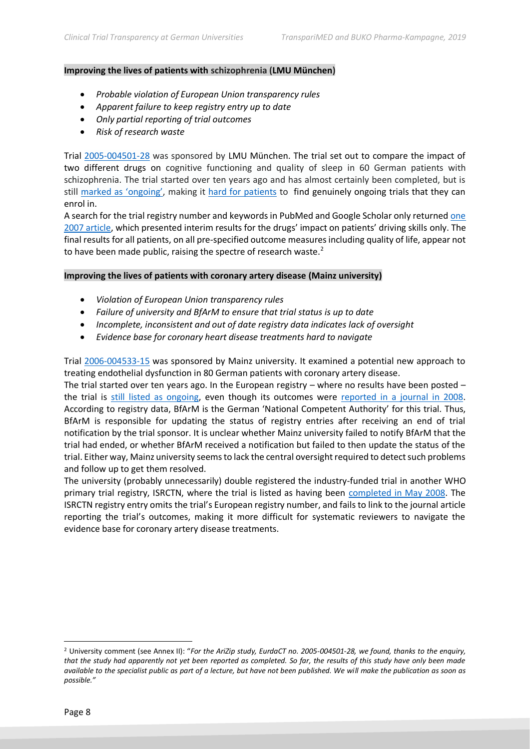**Improving the lives of patients with schizophrenia (LMU München)**

- *Probable violation of European Union transparency rules*
- *Apparent failure to keep registry entry up to date*
- *Only partial reporting of trial outcomes*
- *Risk of research waste*

Trial 2005-004501-28 was sponsored by LMU München. The trial set out to compare the impact of two different drugs on cognitive functioning and quality of sleep in 60 German patients with schizophrenia. The trial started over ten years ago and has almost certainly been completed, but is still marked as 'ongoing', making it hard for patients to find genuinely ongoing trials that they can enrol in.

A search for the trial registry number and keywords in PubMed and Google Scholar only returned one 2007 article, which presented interim results for the drugs' impact on patients' driving skills only. The final results for all patients, on all pre-specified outcome measures including quality of life, appear not to have been made public, raising the spectre of research waste.[2]

**Improving the lives of patients with coronary artery disease (Mainz university)**

- *Violation of European Union transparency rules*
- *Failure of university and BfArM to ensure that trial status is up to date*
- *Incomplete, inconsistent and out of date registry data indicates lack of oversight*
- *Evidence base for coronary heart disease treatments hard to navigate*

Trial 2006-004533-15 was sponsored by Mainz university. It examined a potential new approach to treating endothelial dysfunction in 80 German patients with coronary artery disease.

The trial started over ten years ago. In the European registry – where no results have been posted – the trial is still listed as ongoing, even though its outcomes were reported in a journal in 2008. According to registry data, BfArM is the German 'National Competent Authority' for this trial. Thus, BfArM is responsible for updating the status of registry entries after receiving an end of trial notification by the trial sponsor. It is unclear whether Mainz university failed to notify BfArM that the trial had ended, or whether BfArM received a notification but failed to then update the status of the trial. Either way, Mainz university seems to lack the central oversight required to detect such problems and follow up to get them resolved.

The university (probably unnecessarily) double registered the industry-funded trial in another WHO primary trial registry, ISRCTN, where the trial is listed as having been completed in May 2008. The ISRCTN registry entry omits the trial's European registry number, and fails to link to the journal article reporting the trial's outcomes, making it more difficult for systematic reviewers to navigate the evidence base for coronary artery disease treatments.

---

[2] University comment (see Annex II): "*For the AriZip study, EurdaCT no. 2005-004501-28, we found, thanks to the enquiry, that the study had apparently not yet been reported as completed. So far, the results of this study have only been made available to the specialist public as part of a lecture, but have not been published. We will make the publication as soon as possible.*"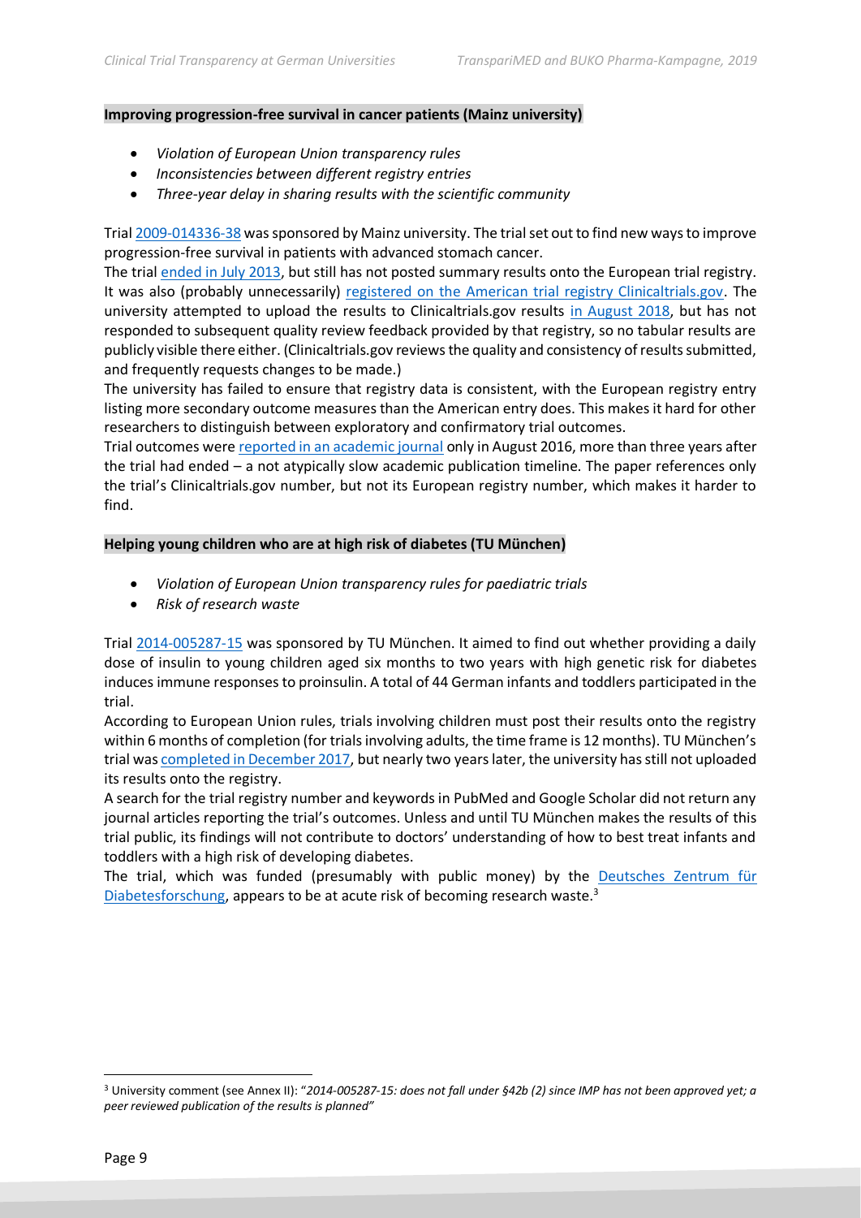### Improving progression-free survival in cancer patients (Mainz university)

- *Violation of European Union transparency rules*
- *Inconsistencies between different registry entries*
- *Three-year delay in sharing results with the scientific community*

Trial 2009-014336-38 was sponsored by Mainz university. The trial set out to find new ways to improve progression-free survival in patients with advanced stomach cancer.

The trial ended in July 2013, but still has not posted summary results onto the European trial registry. It was also (probably unnecessarily) registered on the American trial registry Clinicaltrials.gov. The university attempted to upload the results to Clinicaltrials.gov results in August 2018, but has not responded to subsequent quality review feedback provided by that registry, so no tabular results are publicly visible there either. (Clinicaltrials.gov reviews the quality and consistency of results submitted, and frequently requests changes to be made.)

The university has failed to ensure that registry data is consistent, with the European registry entry listing more secondary outcome measures than the American entry does. This makes it hard for other researchers to distinguish between exploratory and confirmatory trial outcomes.

Trial outcomes were reported in an academic journal only in August 2016, more than three years after the trial had ended – a not atypically slow academic publication timeline. The paper references only the trial's Clinicaltrials.gov number, but not its European registry number, which makes it harder to find.

### Helping young children who are at high risk of diabetes (TU München)

- *Violation of European Union transparency rules for paediatric trials*
- *Risk of research waste*

Trial 2014-005287-15 was sponsored by TU München. It aimed to find out whether providing a daily dose of insulin to young children aged six months to two years with high genetic risk for diabetes induces immune responses to proinsulin. A total of 44 German infants and toddlers participated in the trial.

According to European Union rules, trials involving children must post their results onto the registry within 6 months of completion (for trials involving adults, the time frame is 12 months). TU München's trial was completed in December 2017, but nearly two years later, the university has still not uploaded its results onto the registry.

A search for the trial registry number and keywords in PubMed and Google Scholar did not return any journal articles reporting the trial's outcomes. Unless and until TU München makes the results of this trial public, its findings will not contribute to doctors' understanding of how to best treat infants and toddlers with a high risk of developing diabetes.

The trial, which was funded (presumably with public money) by the Deutsches Zentrum für Diabetesforschung, appears to be at acute risk of becoming research waste.[3]

---

[3] University comment (see Annex II): "*2014-005287-15: does not fall under §42b (2) since IMP has not been approved yet; a peer reviewed publication of the results is planned"*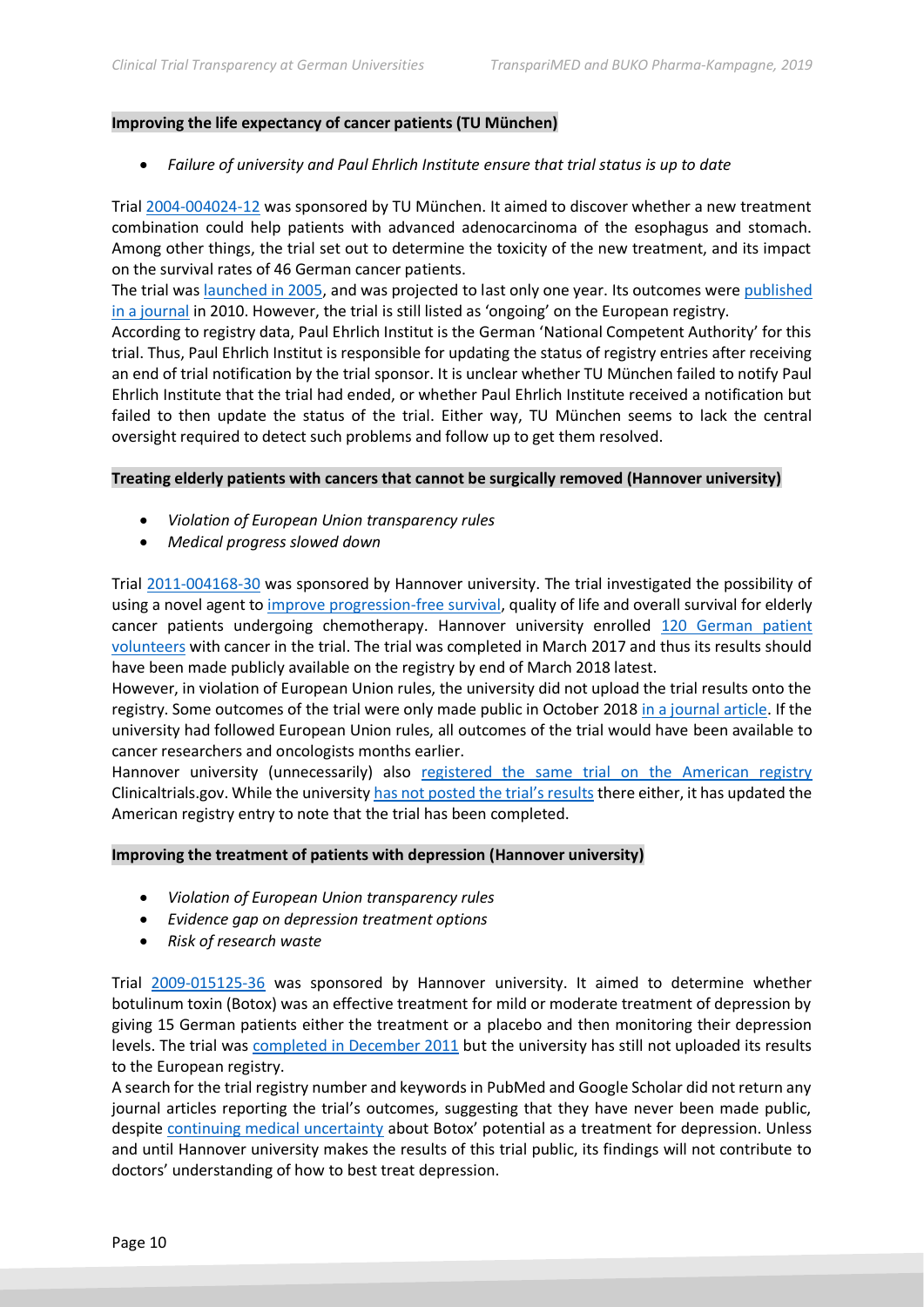**Improving the life expectancy of cancer patients (TU München)**

- *Failure of university and Paul Ehrlich Institute ensure that trial status is up to date*

Trial 2004-004024-12 was sponsored by TU München. It aimed to discover whether a new treatment combination could help patients with advanced adenocarcinoma of the esophagus and stomach. Among other things, the trial set out to determine the toxicity of the new treatment, and its impact on the survival rates of 46 German cancer patients.

The trial was launched in 2005, and was projected to last only one year. Its outcomes were published in a journal in 2010. However, the trial is still listed as 'ongoing' on the European registry.

According to registry data, Paul Ehrlich Institut is the German 'National Competent Authority' for this trial. Thus, Paul Ehrlich Institut is responsible for updating the status of registry entries after receiving an end of trial notification by the trial sponsor. It is unclear whether TU München failed to notify Paul Ehrlich Institute that the trial had ended, or whether Paul Ehrlich Institute received a notification but failed to then update the status of the trial. Either way, TU München seems to lack the central oversight required to detect such problems and follow up to get them resolved.

**Treating elderly patients with cancers that cannot be surgically removed (Hannover university)**

- *Violation of European Union transparency rules*
- *Medical progress slowed down*

Trial 2011-004168-30 was sponsored by Hannover university. The trial investigated the possibility of using a novel agent to improve progression-free survival, quality of life and overall survival for elderly cancer patients undergoing chemotherapy. Hannover university enrolled 120 German patient volunteers with cancer in the trial. The trial was completed in March 2017 and thus its results should have been made publicly available on the registry by end of March 2018 latest.

However, in violation of European Union rules, the university did not upload the trial results onto the registry. Some outcomes of the trial were only made public in October 2018 in a journal article. If the university had followed European Union rules, all outcomes of the trial would have been available to cancer researchers and oncologists months earlier.

Hannover university (unnecessarily) also registered the same trial on the American registry Clinicaltrials.gov. While the university has not posted the trial's results there either, it has updated the American registry entry to note that the trial has been completed.

**Improving the treatment of patients with depression (Hannover university)**

- *Violation of European Union transparency rules*
- *Evidence gap on depression treatment options*
- *Risk of research waste*

Trial 2009-015125-36 was sponsored by Hannover university. It aimed to determine whether botulinum toxin (Botox) was an effective treatment for mild or moderate treatment of depression by giving 15 German patients either the treatment or a placebo and then monitoring their depression levels. The trial was completed in December 2011 but the university has still not uploaded its results to the European registry.

A search for the trial registry number and keywords in PubMed and Google Scholar did not return any journal articles reporting the trial's outcomes, suggesting that they have never been made public, despite continuing medical uncertainty about Botox' potential as a treatment for depression. Unless and until Hannover university makes the results of this trial public, its findings will not contribute to doctors' understanding of how to best treat depression.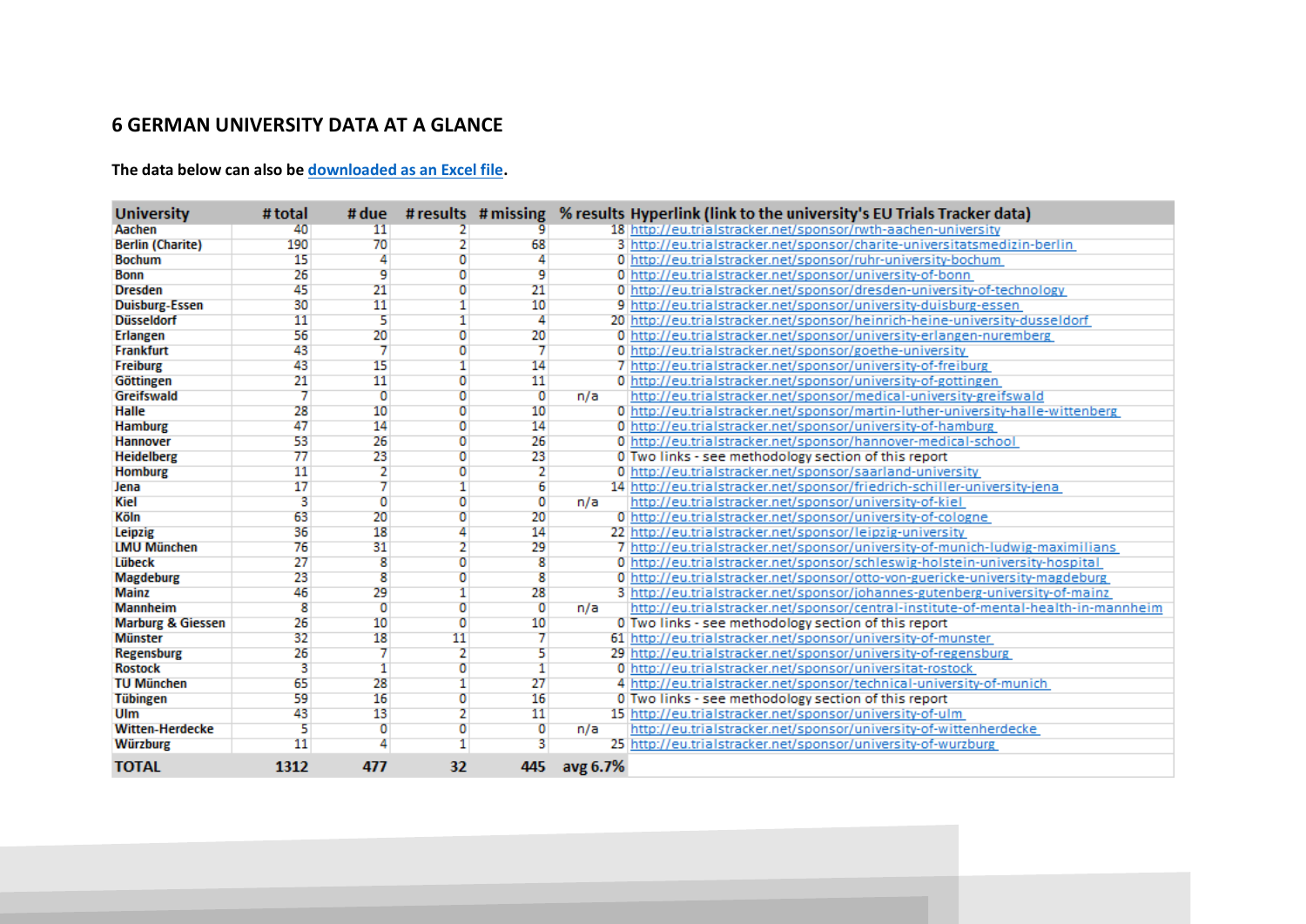## 6 GERMAN UNIVERSITY DATA AT A GLANCE

**The data below can also be downloaded as an Excel file.**

| University | # total | # due | # results | # missing | % results | Hyperlink (link to the university's EU Trials Tracker data) |
|---|---|---|---|---|---|---|
| Aachen | 40 | 11 | 2 | 9 | 18 | http://eu.trialstracker.net/sponsor/rwth-aachen-university |
| Berlin (Charite) | 190 | 70 | 2 | 68 | 3 | http://eu.trialstracker.net/sponsor/charite-universitatsmedizin-berlin |
| Bochum | 15 | 4 | 0 | 4 | 0 | http://eu.trialstracker.net/sponsor/ruhr-university-bochum |
| Bonn | 26 | 9 | 0 | 9 | 0 | http://eu.trialstracker.net/sponsor/university-of-bonn |
| Dresden | 45 | 21 | 0 | 21 | 0 | http://eu.trialstracker.net/sponsor/dresden-university-of-technology |
| Duisburg-Essen | 30 | 11 | 1 | 10 | 9 | http://eu.trialstracker.net/sponsor/university-duisburg-essen |
| Düsseldorf | 11 | 5 | 1 | 4 | 20 | http://eu.trialstracker.net/sponsor/heinrich-heine-university-dusseldorf |
| Erlangen | 56 | 20 | 0 | 20 | 0 | http://eu.trialstracker.net/sponsor/university-erlangen-nuremberg |
| Frankfurt | 43 | 7 | 0 | 7 | 0 | http://eu.trialstracker.net/sponsor/goethe-university |
| Freiburg | 43 | 15 | 1 | 14 | 7 | http://eu.trialstracker.net/sponsor/university-of-freiburg |
| Göttingen | 21 | 11 | 0 | 11 | 0 | http://eu.trialstracker.net/sponsor/university-of-gottingen |
| Greifswald | 7 | 0 | 0 | 0 | n/a | http://eu.trialstracker.net/sponsor/medical-university-greifswald |
| Halle | 28 | 10 | 0 | 10 | 0 | http://eu.trialstracker.net/sponsor/martin-luther-university-halle-wittenberg |
| Hamburg | 47 | 14 | 0 | 14 | 0 | http://eu.trialstracker.net/sponsor/university-of-hamburg |
| Hannover | 53 | 26 | 0 | 26 | 0 | http://eu.trialstracker.net/sponsor/hannover-medical-school |
| Heidelberg | 77 | 23 | 0 | 23 | 0 | Two links - see methodology section of this report |
| Homburg | 11 | 2 | 0 | 2 | 0 | http://eu.trialstracker.net/sponsor/saarland-university |
| Jena | 17 | 7 | 1 | 6 | 14 | http://eu.trialstracker.net/sponsor/friedrich-schiller-university-jena |
| Kiel | 3 | 0 | 0 | 0 | n/a | http://eu.trialstracker.net/sponsor/university-of-kiel |
| Köln | 63 | 20 | 0 | 20 | 0 | http://eu.trialstracker.net/sponsor/university-of-cologne |
| Leipzig | 36 | 18 | 4 | 14 | 22 | http://eu.trialstracker.net/sponsor/leipzig-university |
| LMU München | 76 | 31 | 2 | 29 | 7 | http://eu.trialstracker.net/sponsor/university-of-munich-ludwig-maximilians |
| Lübeck | 27 | 8 | 0 | 8 | 0 | http://eu.trialstracker.net/sponsor/schleswig-holstein-university-hospital |
| Magdeburg | 23 | 8 | 0 | 8 | 0 | http://eu.trialstracker.net/sponsor/otto-von-guericke-university-magdeburg |
| Mainz | 46 | 29 | 1 | 28 | 3 | http://eu.trialstracker.net/sponsor/johannes-gutenberg-university-of-mainz |
| Mannheim | 8 | 0 | 0 | 0 | n/a | http://eu.trialstracker.net/sponsor/central-institute-of-mental-health-in-mannheim |
| Marburg & Giessen | 26 | 10 | 0 | 10 | 0 | Two links - see methodology section of this report |
| Münster | 32 | 18 | 11 | 7 | 61 | http://eu.trialstracker.net/sponsor/university-of-munster |
| Regensburg | 26 | 7 | 2 | 5 | 29 | http://eu.trialstracker.net/sponsor/university-of-regensburg |
| Rostock | 3 | 1 | 0 | 1 | 0 | http://eu.trialstracker.net/sponsor/universitat-rostock |
| TU München | 65 | 28 | 1 | 27 | 4 | http://eu.trialstracker.net/sponsor/technical-university-of-munich |
| Tübingen | 59 | 16 | 0 | 16 | 0 | Two links - see methodology section of this report |
| Ulm | 43 | 13 | 2 | 11 | 15 | http://eu.trialstracker.net/sponsor/university-of-ulm |
| Witten-Herdecke | 5 | 0 | 0 | 0 | n/a | http://eu.trialstracker.net/sponsor/university-of-wittenherdecke |
| Würzburg | 11 | 4 | 1 | 3 | 25 | http://eu.trialstracker.net/sponsor/university-of-wurzburg |
| **TOTAL** | **1312** | **477** | **32** | **445** | **avg 6.7%** | |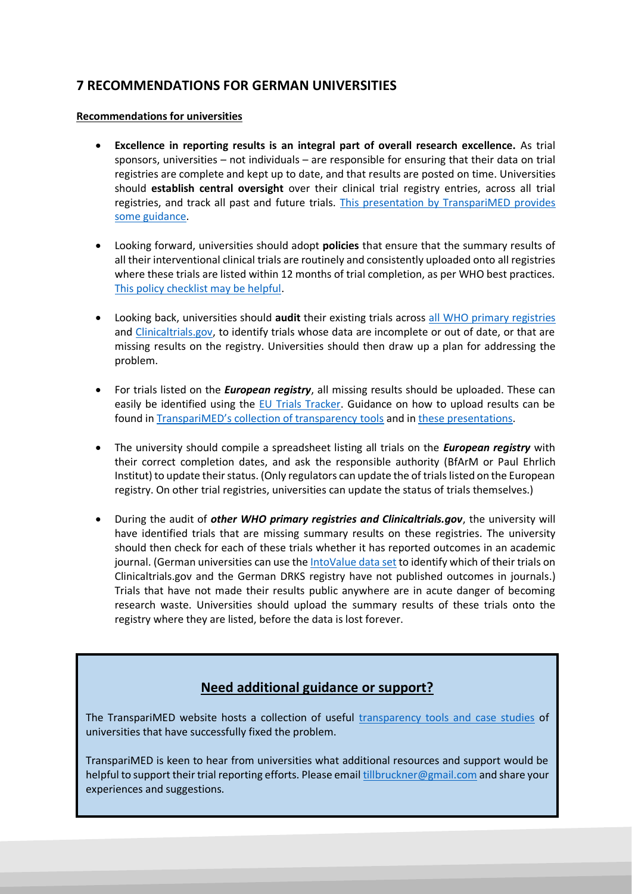## 7 RECOMMENDATIONS FOR GERMAN UNIVERSITIES

**Recommendations for universities**

- **Excellence in reporting results is an integral part of overall research excellence.** As trial sponsors, universities – not individuals – are responsible for ensuring that their data on trial registries are complete and kept up to date, and that results are posted on time. Universities should **establish central oversight** over their clinical trial registry entries, across all trial registries, and track all past and future trials. This presentation by TranspariMED provides some guidance.

- Looking forward, universities should adopt **policies** that ensure that the summary results of all their interventional clinical trials are routinely and consistently uploaded onto all registries where these trials are listed within 12 months of trial completion, as per WHO best practices. This policy checklist may be helpful.

- Looking back, universities should **audit** their existing trials across all WHO primary registries and Clinicaltrials.gov, to identify trials whose data are incomplete or out of date, or that are missing results on the registry. Universities should then draw up a plan for addressing the problem.

- For trials listed on the ***European registry***, all missing results should be uploaded. These can easily be identified using the EU Trials Tracker. Guidance on how to upload results can be found in TranspariMED's collection of transparency tools and in these presentations.

- The university should compile a spreadsheet listing all trials on the ***European registry*** with their correct completion dates, and ask the responsible authority (BfArM or Paul Ehrlich Institut) to update their status. (Only regulators can update the of trials listed on the European registry. On other trial registries, universities can update the status of trials themselves.)

- During the audit of ***other WHO primary registries and Clinicaltrials.gov***, the university will have identified trials that are missing summary results on these registries. The university should then check for each of these trials whether it has reported outcomes in an academic journal. (German universities can use the IntoValue data set to identify which of their trials on Clinicaltrials.gov and the German DRKS registry have not published outcomes in journals.) Trials that have not made their results public anywhere are in acute danger of becoming research waste. Universities should upload the summary results of these trials onto the registry where they are listed, before the data is lost forever.

### Need additional guidance or support?

The TranspariMED website hosts a collection of useful transparency tools and case studies of universities that have successfully fixed the problem.

TranspariMED is keen to hear from universities what additional resources and support would be helpful to support their trial reporting efforts. Please email tillbruckner@gmail.com and share your experiences and suggestions.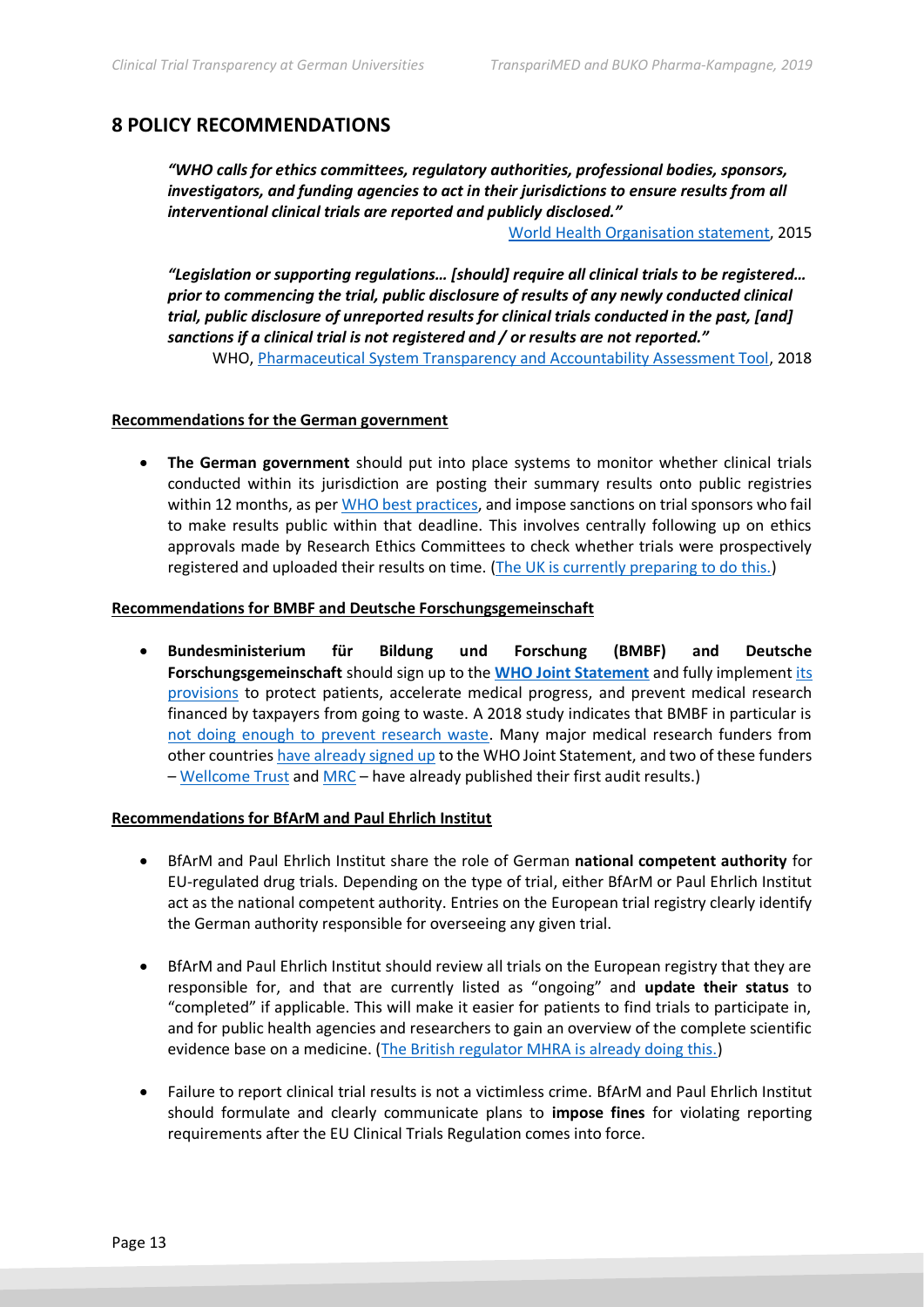## 8 POLICY RECOMMENDATIONS

> ***"WHO calls for ethics committees, regulatory authorities, professional bodies, sponsors, investigators, and funding agencies to act in their jurisdictions to ensure results from all interventional clinical trials are reported and publicly disclosed."***
>
> World Health Organisation statement, 2015

> ***"Legislation or supporting regulations… [should] require all clinical trials to be registered… prior to commencing the trial, public disclosure of results of any newly conducted clinical trial, public disclosure of unreported results for clinical trials conducted in the past, [and] sanctions if a clinical trial is not registered and / or results are not reported."***
>
> WHO, Pharmaceutical System Transparency and Accountability Assessment Tool, 2018

**Recommendations for the German government**

- **The German government** should put into place systems to monitor whether clinical trials conducted within its jurisdiction are posting their summary results onto public registries within 12 months, as per WHO best practices, and impose sanctions on trial sponsors who fail to make results public within that deadline. This involves centrally following up on ethics approvals made by Research Ethics Committees to check whether trials were prospectively registered and uploaded their results on time. (The UK is currently preparing to do this.)

**Recommendations for BMBF and Deutsche Forschungsgemeinschaft**

- **Bundesministerium für Bildung und Forschung (BMBF) and Deutsche Forschungsgemeinschaft** should sign up to the **WHO Joint Statement** and fully implement its provisions to protect patients, accelerate medical progress, and prevent medical research financed by taxpayers from going to waste. A 2018 study indicates that BMBF in particular is not doing enough to prevent research waste. Many major medical research funders from other countries have already signed up to the WHO Joint Statement, and two of these funders – Wellcome Trust and MRC – have already published their first audit results.)

**Recommendations for BfArM and Paul Ehrlich Institut**

- BfArM and Paul Ehrlich Institut share the role of German **national competent authority** for EU-regulated drug trials. Depending on the type of trial, either BfArM or Paul Ehrlich Institut act as the national competent authority. Entries on the European trial registry clearly identify the German authority responsible for overseeing any given trial.

- BfArM and Paul Ehrlich Institut should review all trials on the European registry that they are responsible for, and that are currently listed as "ongoing" and **update their status** to "completed" if applicable. This will make it easier for patients to find trials to participate in, and for public health agencies and researchers to gain an overview of the complete scientific evidence base on a medicine. (The British regulator MHRA is already doing this.)

- Failure to report clinical trial results is not a victimless crime. BfArM and Paul Ehrlich Institut should formulate and clearly communicate plans to **impose fines** for violating reporting requirements after the EU Clinical Trials Regulation comes into force.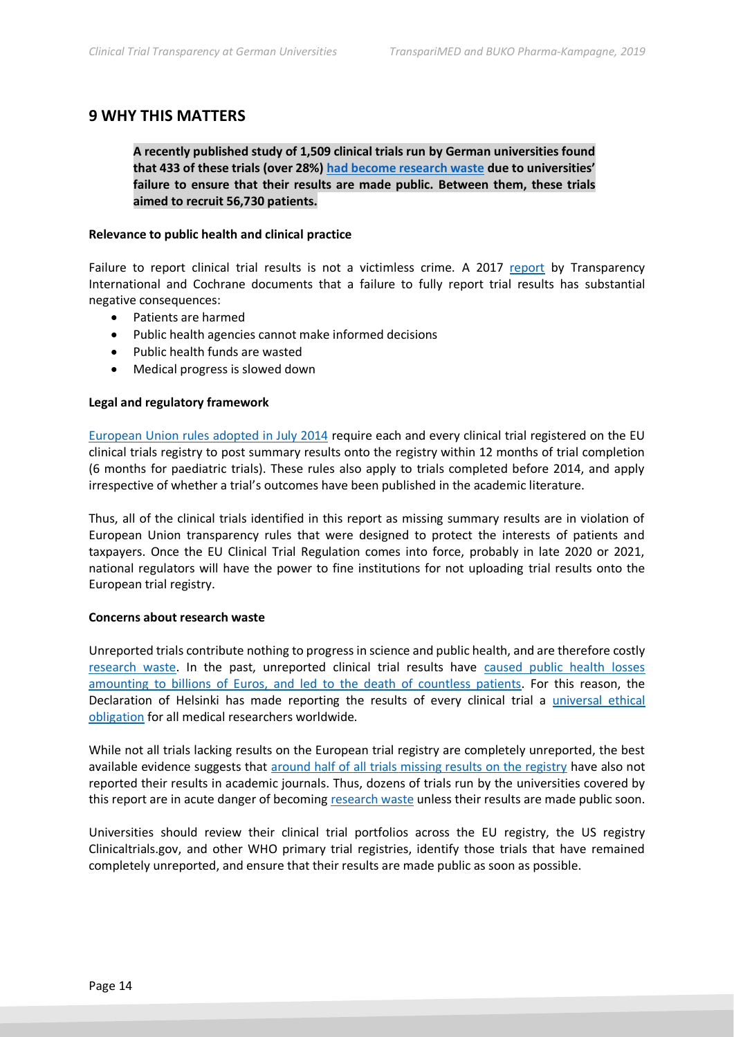# 9 WHY THIS MATTERS

**A recently published study of 1,509 clinical trials run by German universities found that 433 of these trials (over 28%) had become research waste due to universities' failure to ensure that their results are made public. Between them, these trials aimed to recruit 56,730 patients.**

**Relevance to public health and clinical practice**

Failure to report clinical trial results is not a victimless crime. A 2017 report by Transparency International and Cochrane documents that a failure to fully report trial results has substantial negative consequences:

- Patients are harmed
- Public health agencies cannot make informed decisions
- Public health funds are wasted
- Medical progress is slowed down

**Legal and regulatory framework**

European Union rules adopted in July 2014 require each and every clinical trial registered on the EU clinical trials registry to post summary results onto the registry within 12 months of trial completion (6 months for paediatric trials). These rules also apply to trials completed before 2014, and apply irrespective of whether a trial's outcomes have been published in the academic literature.

Thus, all of the clinical trials identified in this report as missing summary results are in violation of European Union transparency rules that were designed to protect the interests of patients and taxpayers. Once the EU Clinical Trial Regulation comes into force, probably in late 2020 or 2021, national regulators will have the power to fine institutions for not uploading trial results onto the European trial registry.

**Concerns about research waste**

Unreported trials contribute nothing to progress in science and public health, and are therefore costly research waste. In the past, unreported clinical trial results have caused public health losses amounting to billions of Euros, and led to the death of countless patients. For this reason, the Declaration of Helsinki has made reporting the results of every clinical trial a universal ethical obligation for all medical researchers worldwide.

While not all trials lacking results on the European trial registry are completely unreported, the best available evidence suggests that around half of all trials missing results on the registry have also not reported their results in academic journals. Thus, dozens of trials run by the universities covered by this report are in acute danger of becoming research waste unless their results are made public soon.

Universities should review their clinical trial portfolios across the EU registry, the US registry Clinicaltrials.gov, and other WHO primary trial registries, identify those trials that have remained completely unreported, and ensure that their results are made public as soon as possible.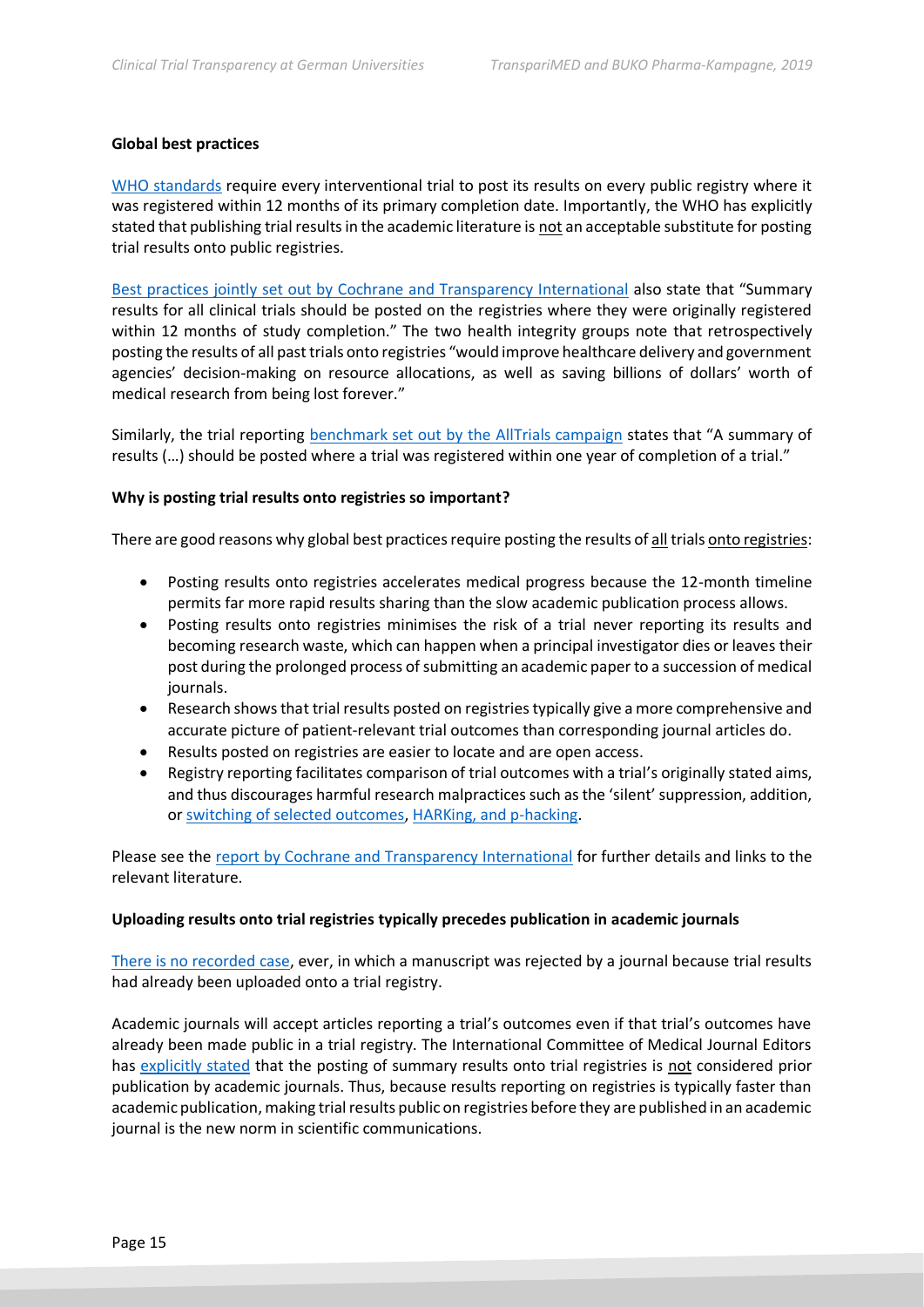**Global best practices**

WHO standards require every interventional trial to post its results on every public registry where it was registered within 12 months of its primary completion date. Importantly, the WHO has explicitly stated that publishing trial results in the academic literature is not an acceptable substitute for posting trial results onto public registries.

Best practices jointly set out by Cochrane and Transparency International also state that "Summary results for all clinical trials should be posted on the registries where they were originally registered within 12 months of study completion." The two health integrity groups note that retrospectively posting the results of all past trials onto registries "would improve healthcare delivery and government agencies' decision-making on resource allocations, as well as saving billions of dollars' worth of medical research from being lost forever."

Similarly, the trial reporting benchmark set out by the AllTrials campaign states that "A summary of results (…) should be posted where a trial was registered within one year of completion of a trial."

**Why is posting trial results onto registries so important?**

There are good reasons why global best practices require posting the results of all trials onto registries:

- Posting results onto registries accelerates medical progress because the 12-month timeline permits far more rapid results sharing than the slow academic publication process allows.
- Posting results onto registries minimises the risk of a trial never reporting its results and becoming research waste, which can happen when a principal investigator dies or leaves their post during the prolonged process of submitting an academic paper to a succession of medical journals.
- Research shows that trial results posted on registries typically give a more comprehensive and accurate picture of patient-relevant trial outcomes than corresponding journal articles do.
- Results posted on registries are easier to locate and are open access.
- Registry reporting facilitates comparison of trial outcomes with a trial's originally stated aims, and thus discourages harmful research malpractices such as the 'silent' suppression, addition, or switching of selected outcomes, HARKing, and p-hacking.

Please see the report by Cochrane and Transparency International for further details and links to the relevant literature.

**Uploading results onto trial registries typically precedes publication in academic journals**

There is no recorded case, ever, in which a manuscript was rejected by a journal because trial results had already been uploaded onto a trial registry.

Academic journals will accept articles reporting a trial's outcomes even if that trial's outcomes have already been made public in a trial registry. The International Committee of Medical Journal Editors has explicitly stated that the posting of summary results onto trial registries is not considered prior publication by academic journals. Thus, because results reporting on registries is typically faster than academic publication, making trial results public on registries before they are published in an academic journal is the new norm in scientific communications.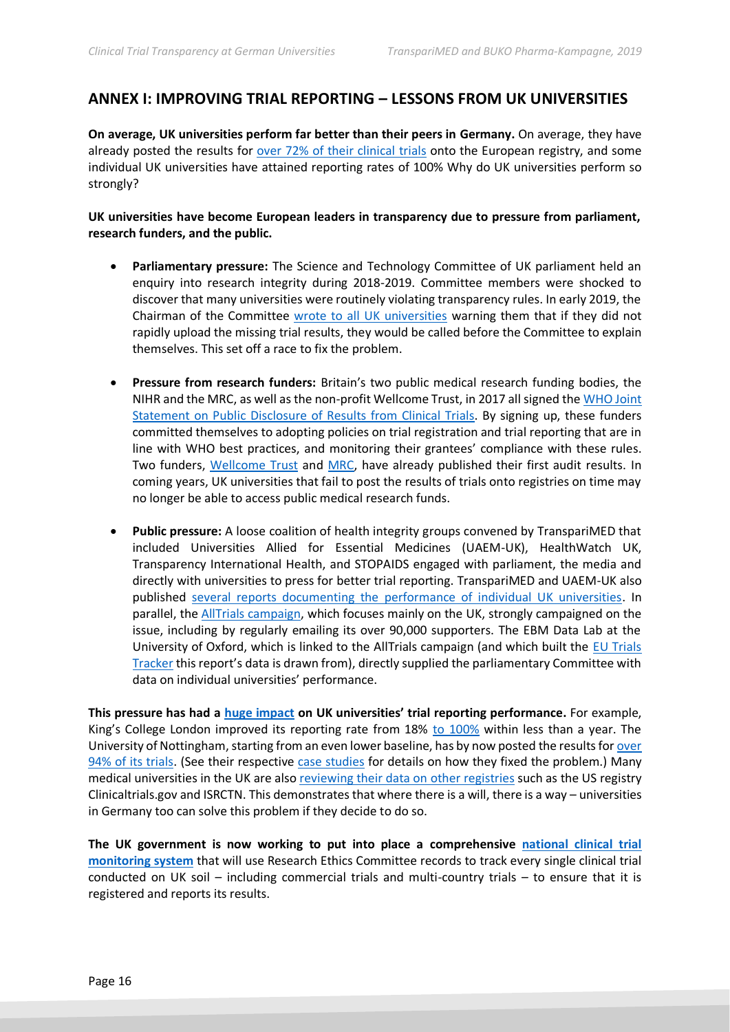## ANNEX I: IMPROVING TRIAL REPORTING – LESSONS FROM UK UNIVERSITIES

**On average, UK universities perform far better than their peers in Germany.** On average, they have already posted the results for over 72% of their clinical trials onto the European registry, and some individual UK universities have attained reporting rates of 100% Why do UK universities perform so strongly?

**UK universities have become European leaders in transparency due to pressure from parliament, research funders, and the public.**

- **Parliamentary pressure:** The Science and Technology Committee of UK parliament held an enquiry into research integrity during 2018-2019. Committee members were shocked to discover that many universities were routinely violating transparency rules. In early 2019, the Chairman of the Committee wrote to all UK universities warning them that if they did not rapidly upload the missing trial results, they would be called before the Committee to explain themselves. This set off a race to fix the problem.
- **Pressure from research funders:** Britain's two public medical research funding bodies, the NIHR and the MRC, as well as the non-profit Wellcome Trust, in 2017 all signed the WHO Joint Statement on Public Disclosure of Results from Clinical Trials. By signing up, these funders committed themselves to adopting policies on trial registration and trial reporting that are in line with WHO best practices, and monitoring their grantees' compliance with these rules. Two funders, Wellcome Trust and MRC, have already published their first audit results. In coming years, UK universities that fail to post the results of trials onto registries on time may no longer be able to access public medical research funds.
- **Public pressure:** A loose coalition of health integrity groups convened by TranspariMED that included Universities Allied for Essential Medicines (UAEM-UK), HealthWatch UK, Transparency International Health, and STOPAIDS engaged with parliament, the media and directly with universities to press for better trial reporting. TranspariMED and UAEM-UK also published several reports documenting the performance of individual UK universities. In parallel, the AllTrials campaign, which focuses mainly on the UK, strongly campaigned on the issue, including by regularly emailing its over 90,000 supporters. The EBM Data Lab at the University of Oxford, which is linked to the AllTrials campaign (and which built the EU Trials Tracker this report's data is drawn from), directly supplied the parliamentary Committee with data on individual universities' performance.

**This pressure has had a huge impact on UK universities' trial reporting performance.** For example, King's College London improved its reporting rate from 18% to 100% within less than a year. The University of Nottingham, starting from an even lower baseline, has by now posted the results for over 94% of its trials. (See their respective case studies for details on how they fixed the problem.) Many medical universities in the UK are also reviewing their data on other registries such as the US registry Clinicaltrials.gov and ISRCTN. This demonstrates that where there is a will, there is a way – universities in Germany too can solve this problem if they decide to do so.

**The UK government is now working to put into place a comprehensive national clinical trial monitoring system** that will use Research Ethics Committee records to track every single clinical trial conducted on UK soil – including commercial trials and multi-country trials – to ensure that it is registered and reports its results.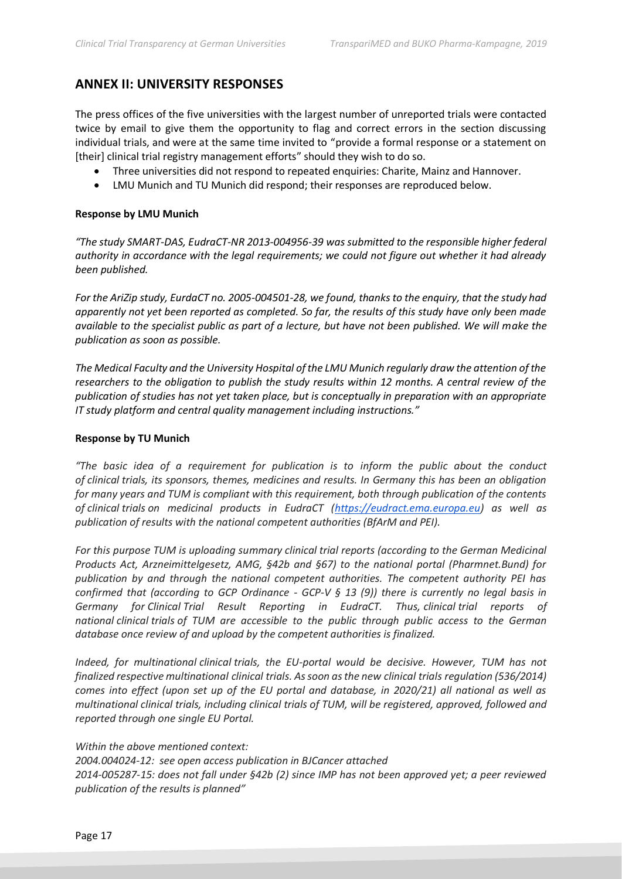## ANNEX II: UNIVERSITY RESPONSES

The press offices of the five universities with the largest number of unreported trials were contacted twice by email to give them the opportunity to flag and correct errors in the section discussing individual trials, and were at the same time invited to "provide a formal response or a statement on [their] clinical trial registry management efforts" should they wish to do so.

- Three universities did not respond to repeated enquiries: Charite, Mainz and Hannover.
- LMU Munich and TU Munich did respond; their responses are reproduced below.

**Response by LMU Munich**

*"The study SMART-DAS, EudraCT-NR 2013-004956-39 was submitted to the responsible higher federal authority in accordance with the legal requirements; we could not figure out whether it had already been published.*

*For the AriZip study, EurdaCT no. 2005-004501-28, we found, thanks to the enquiry, that the study had apparently not yet been reported as completed. So far, the results of this study have only been made available to the specialist public as part of a lecture, but have not been published. We will make the publication as soon as possible.*

*The Medical Faculty and the University Hospital of the LMU Munich regularly draw the attention of the researchers to the obligation to publish the study results within 12 months. A central review of the publication of studies has not yet taken place, but is conceptually in preparation with an appropriate IT study platform and central quality management including instructions."*

**Response by TU Munich**

*"The basic idea of a requirement for publication is to inform the public about the conduct of clinical trials, its sponsors, themes, medicines and results. In Germany this has been an obligation for many years and TUM is compliant with this requirement, both through publication of the contents of clinical trials on medicinal products in EudraCT (https://eudract.ema.europa.eu) as well as publication of results with the national competent authorities (BfArM and PEI).*

*For this purpose TUM is uploading summary clinical trial reports (according to the German Medicinal Products Act, Arzneimittelgesetz, AMG, §42b and §67) to the national portal (Pharmnet.Bund) for publication by and through the national competent authorities. The competent authority PEI has confirmed that (according to GCP Ordinance - GCP-V § 13 (9)) there is currently no legal basis in Germany for Clinical Trial Result Reporting in EudraCT. Thus, clinical trial reports of national clinical trials of TUM are accessible to the public through public access to the German database once review of and upload by the competent authorities is finalized.*

*Indeed, for multinational clinical trials, the EU-portal would be decisive. However, TUM has not finalized respective multinational clinical trials. As soon as the new clinical trials regulation (536/2014) comes into effect (upon set up of the EU portal and database, in 2020/21) all national as well as multinational clinical trials, including clinical trials of TUM, will be registered, approved, followed and reported through one single EU Portal.*

*Within the above mentioned context:*
*2004.004024-12: see open access publication in BJCancer attached*
*2014-005287-15: does not fall under §42b (2) since IMP has not been approved yet; a peer reviewed publication of the results is planned"*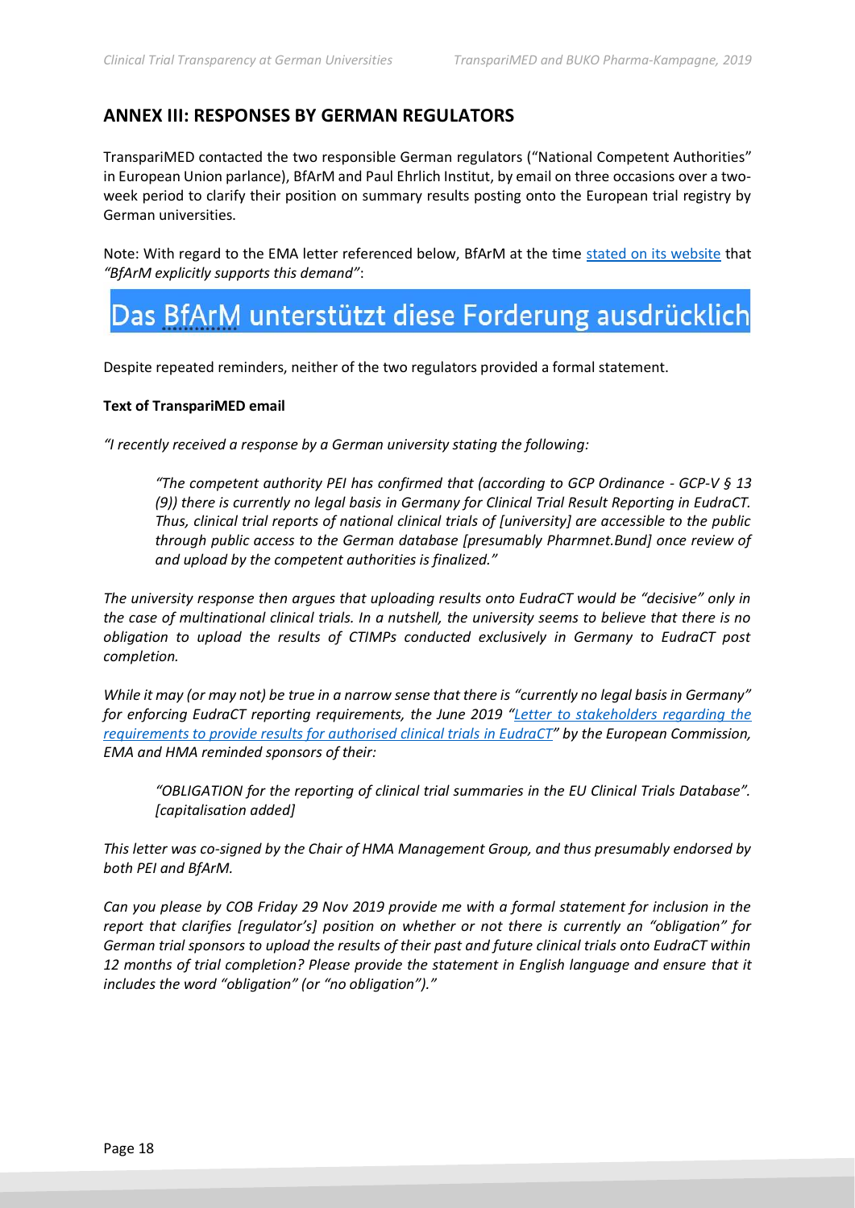## ANNEX III: RESPONSES BY GERMAN REGULATORS

TranspariMED contacted the two responsible German regulators ("National Competent Authorities" in European Union parlance), BfArM and Paul Ehrlich Institut, by email on three occasions over a two-week period to clarify their position on summary results posting onto the European trial registry by German universities.

Note: With regard to the EMA letter referenced below, BfArM at the time stated on its website that *"BfArM explicitly supports this demand"*:

Das BfArM unterstützt diese Forderung ausdrücklich

Despite repeated reminders, neither of the two regulators provided a formal statement.

**Text of TranspariMED email**

*"I recently received a response by a German university stating the following:*

> *"The competent authority PEI has confirmed that (according to GCP Ordinance - GCP-V § 13 (9)) there is currently no legal basis in Germany for Clinical Trial Result Reporting in EudraCT. Thus, clinical trial reports of national clinical trials of [university] are accessible to the public through public access to the German database [presumably Pharmnet.Bund] once review of and upload by the competent authorities is finalized."*

*The university response then argues that uploading results onto EudraCT would be "decisive" only in the case of multinational clinical trials. In a nutshell, the university seems to believe that there is no obligation to upload the results of CTIMPs conducted exclusively in Germany to EudraCT post completion.*

*While it may (or may not) be true in a narrow sense that there is "currently no legal basis in Germany" for enforcing EudraCT reporting requirements, the June 2019 "Letter to stakeholders regarding the requirements to provide results for authorised clinical trials in EudraCT" by the European Commission, EMA and HMA reminded sponsors of their:*

> *"OBLIGATION for the reporting of clinical trial summaries in the EU Clinical Trials Database". [capitalisation added]*

*This letter was co-signed by the Chair of HMA Management Group, and thus presumably endorsed by both PEI and BfArM.*

*Can you please by COB Friday 29 Nov 2019 provide me with a formal statement for inclusion in the report that clarifies [regulator's] position on whether or not there is currently an "obligation" for German trial sponsors to upload the results of their past and future clinical trials onto EudraCT within 12 months of trial completion? Please provide the statement in English language and ensure that it includes the word "obligation" (or "no obligation")."*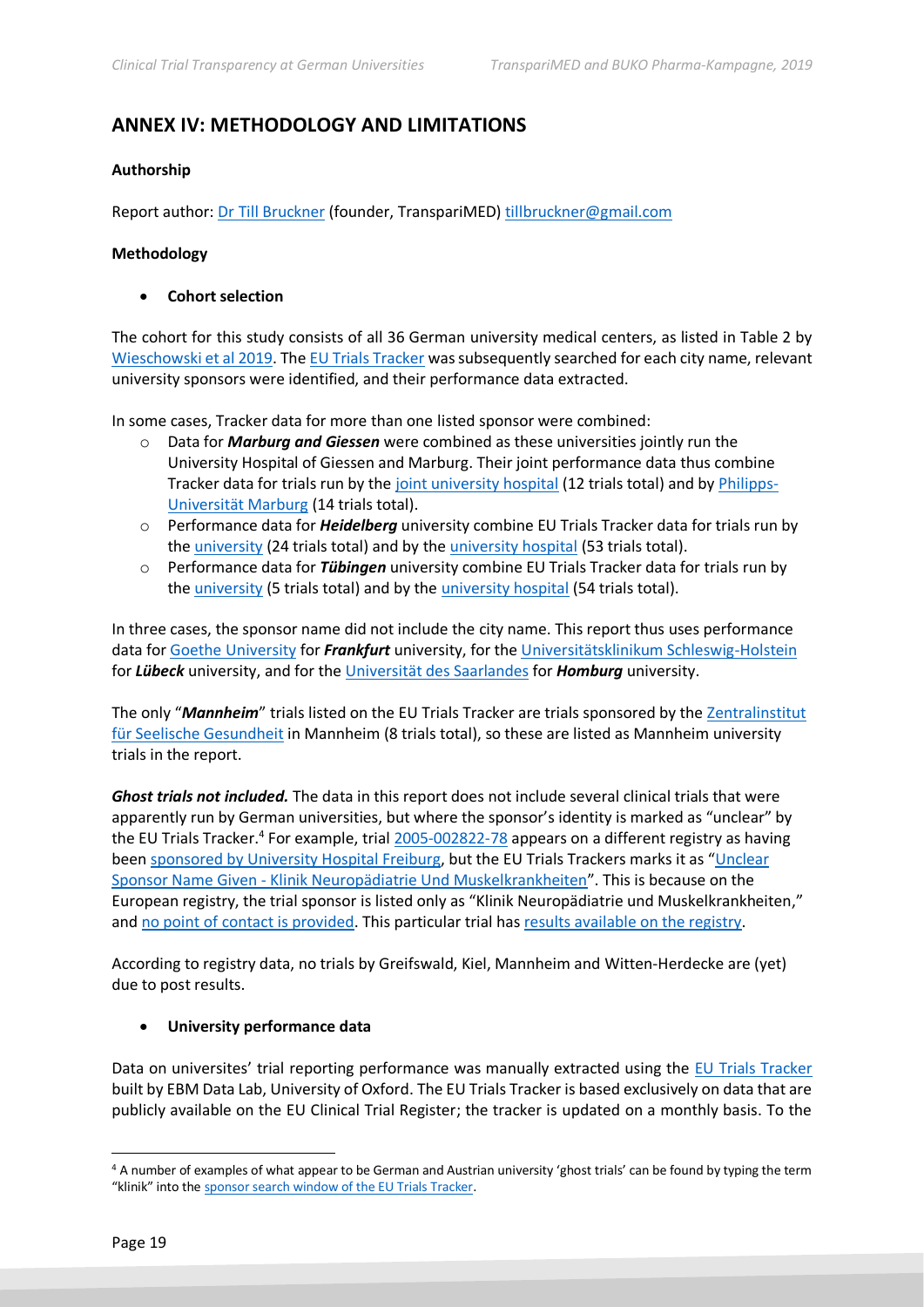## ANNEX IV: METHODOLOGY AND LIMITATIONS

**Authorship**

Report author: Dr Till Bruckner (founder, TranspariMED) tillbruckner@gmail.com

**Methodology**

- **Cohort selection**

The cohort for this study consists of all 36 German university medical centers, as listed in Table 2 by Wieschowski et al 2019. The EU Trials Tracker was subsequently searched for each city name, relevant university sponsors were identified, and their performance data extracted.

In some cases, Tracker data for more than one listed sponsor were combined:

- Data for ***Marburg and Giessen*** were combined as these universities jointly run the University Hospital of Giessen and Marburg. Their joint performance data thus combine Tracker data for trials run by the joint university hospital (12 trials total) and by Philipps-Universität Marburg (14 trials total).
- Performance data for ***Heidelberg*** university combine EU Trials Tracker data for trials run by the university (24 trials total) and by the university hospital (53 trials total).
- Performance data for ***Tübingen*** university combine EU Trials Tracker data for trials run by the university (5 trials total) and by the university hospital (54 trials total).

In three cases, the sponsor name did not include the city name. This report thus uses performance data for Goethe University for ***Frankfurt*** university, for the Universitätsklinikum Schleswig-Holstein for ***Lübeck*** university, and for the Universität des Saarlandes for ***Homburg*** university.

The only "***Mannheim***" trials listed on the EU Trials Tracker are trials sponsored by the Zentralinstitut für Seelische Gesundheit in Mannheim (8 trials total), so these are listed as Mannheim university trials in the report.

***Ghost trials not included.*** The data in this report does not include several clinical trials that were apparently run by German universities, but where the sponsor's identity is marked as "unclear" by the EU Trials Tracker.[4] For example, trial 2005-002822-78 appears on a different registry as having been sponsored by University Hospital Freiburg, but the EU Trials Trackers marks it as "Unclear Sponsor Name Given - Klinik Neuropädiatrie Und Muskelkrankheiten". This is because on the European registry, the trial sponsor is listed only as "Klinik Neuropädiatrie und Muskelkrankheiten," and no point of contact is provided. This particular trial has results available on the registry.

According to registry data, no trials by Greifswald, Kiel, Mannheim and Witten-Herdecke are (yet) due to post results.

- **University performance data**

Data on universites' trial reporting performance was manually extracted using the EU Trials Tracker built by EBM Data Lab, University of Oxford. The EU Trials Tracker is based exclusively on data that are publicly available on the EU Clinical Trial Register; the tracker is updated on a monthly basis. To the

[4] A number of examples of what appear to be German and Austrian university 'ghost trials' can be found by typing the term "klinik" into the sponsor search window of the EU Trials Tracker.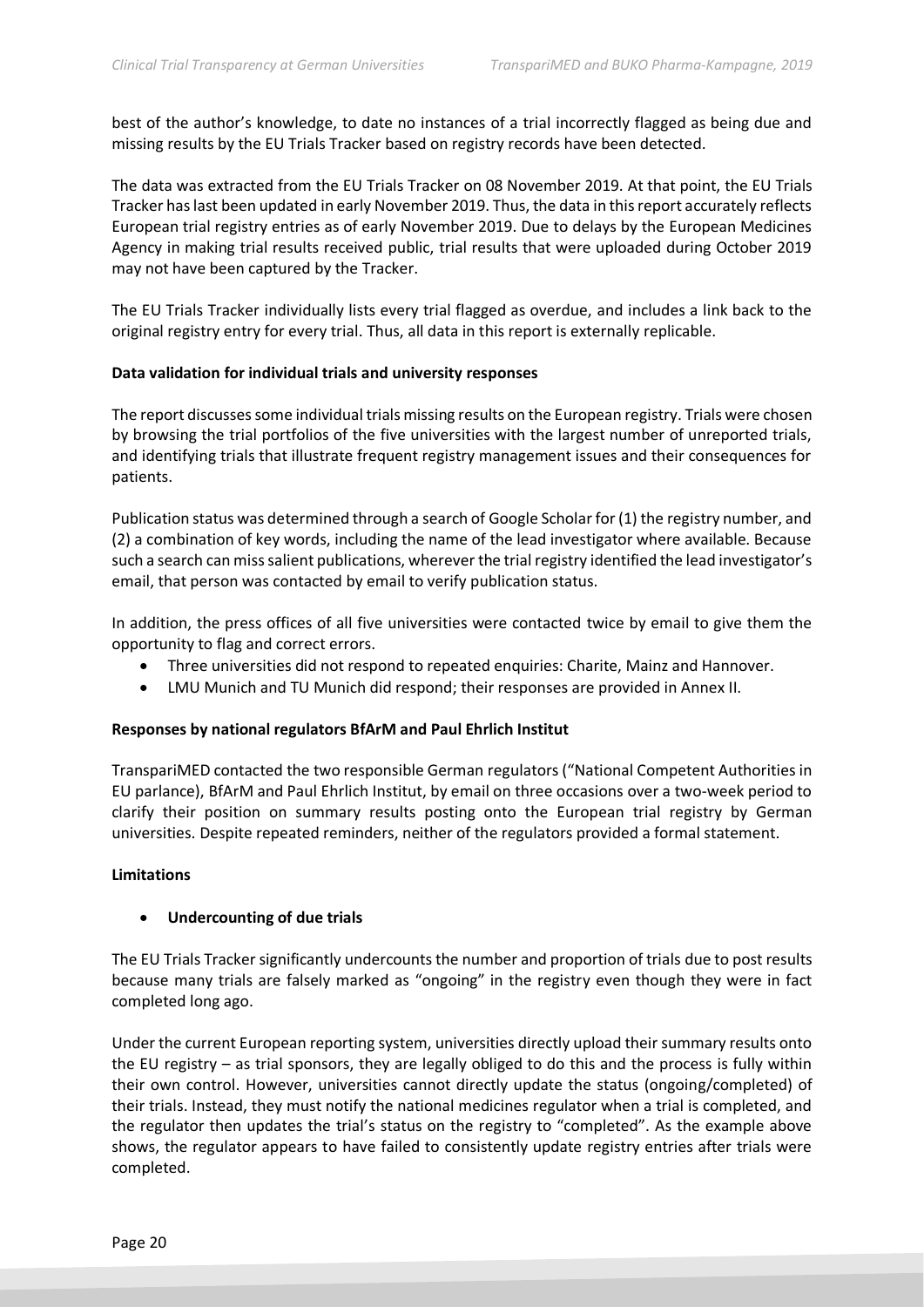best of the author's knowledge, to date no instances of a trial incorrectly flagged as being due and missing results by the EU Trials Tracker based on registry records have been detected.

The data was extracted from the EU Trials Tracker on 08 November 2019. At that point, the EU Trials Tracker has last been updated in early November 2019. Thus, the data in this report accurately reflects European trial registry entries as of early November 2019. Due to delays by the European Medicines Agency in making trial results received public, trial results that were uploaded during October 2019 may not have been captured by the Tracker.

The EU Trials Tracker individually lists every trial flagged as overdue, and includes a link back to the original registry entry for every trial. Thus, all data in this report is externally replicable.

**Data validation for individual trials and university responses**

The report discusses some individual trials missing results on the European registry. Trials were chosen by browsing the trial portfolios of the five universities with the largest number of unreported trials, and identifying trials that illustrate frequent registry management issues and their consequences for patients.

Publication status was determined through a search of Google Scholar for (1) the registry number, and (2) a combination of key words, including the name of the lead investigator where available. Because such a search can miss salient publications, wherever the trial registry identified the lead investigator's email, that person was contacted by email to verify publication status.

In addition, the press offices of all five universities were contacted twice by email to give them the opportunity to flag and correct errors.

- Three universities did not respond to repeated enquiries: Charite, Mainz and Hannover.
- LMU Munich and TU Munich did respond; their responses are provided in Annex II.

**Responses by national regulators BfArM and Paul Ehrlich Institut**

TranspariMED contacted the two responsible German regulators ("National Competent Authorities in EU parlance), BfArM and Paul Ehrlich Institut, by email on three occasions over a two-week period to clarify their position on summary results posting onto the European trial registry by German universities. Despite repeated reminders, neither of the regulators provided a formal statement.

**Limitations**

- **Undercounting of due trials**

The EU Trials Tracker significantly undercounts the number and proportion of trials due to post results because many trials are falsely marked as "ongoing" in the registry even though they were in fact completed long ago.

Under the current European reporting system, universities directly upload their summary results onto the EU registry – as trial sponsors, they are legally obliged to do this and the process is fully within their own control. However, universities cannot directly update the status (ongoing/completed) of their trials. Instead, they must notify the national medicines regulator when a trial is completed, and the regulator then updates the trial's status on the registry to "completed". As the example above shows, the regulator appears to have failed to consistently update registry entries after trials were completed.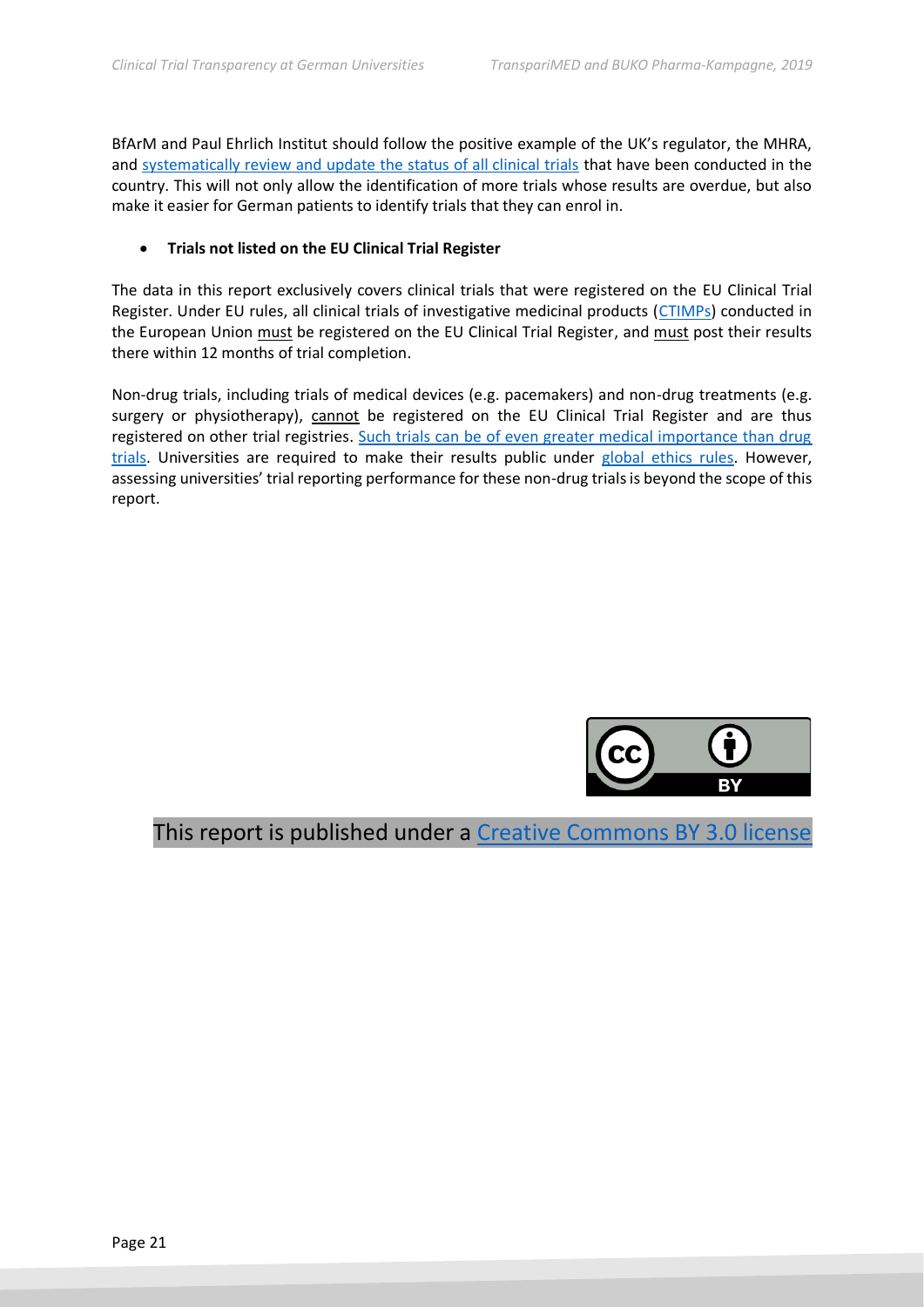BfArM and Paul Ehrlich Institut should follow the positive example of the UK's regulator, the MHRA, and systematically review and update the status of all clinical trials that have been conducted in the country. This will not only allow the identification of more trials whose results are overdue, but also make it easier for German patients to identify trials that they can enrol in.

- **Trials not listed on the EU Clinical Trial Register**

The data in this report exclusively covers clinical trials that were registered on the EU Clinical Trial Register. Under EU rules, all clinical trials of investigative medicinal products (CTIMPs) conducted in the European Union must be registered on the EU Clinical Trial Register, and must post their results there within 12 months of trial completion.

Non-drug trials, including trials of medical devices (e.g. pacemakers) and non-drug treatments (e.g. surgery or physiotherapy), cannot be registered on the EU Clinical Trial Register and are thus registered on other trial registries. Such trials can be of even greater medical importance than drug trials. Universities are required to make their results public under global ethics rules. However, assessing universities' trial reporting performance for these non-drug trials is beyond the scope of this report.

This report is published under a Creative Commons BY 3.0 license